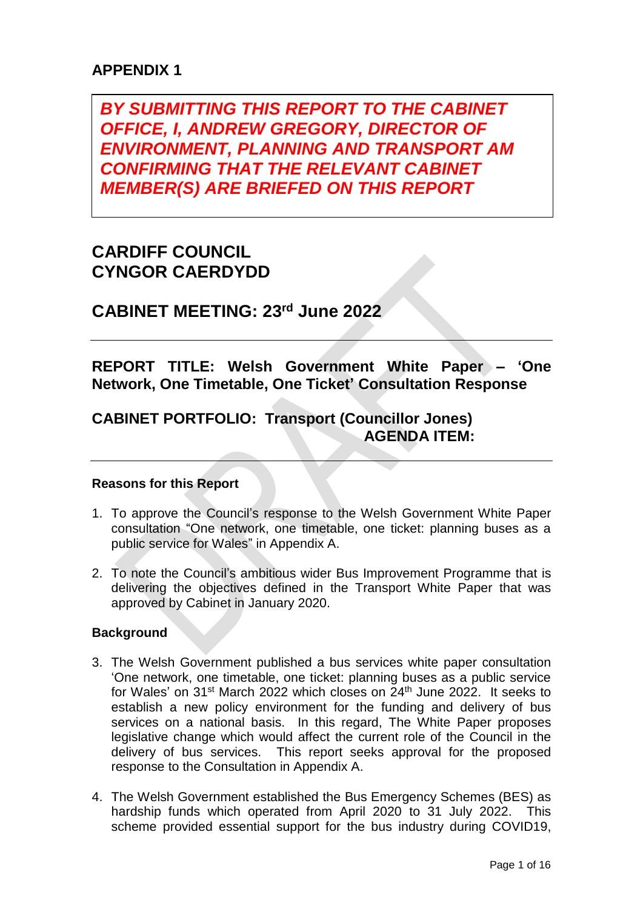## APPENDIX 1

***BY SUBMITTING THIS REPORT TO THE CABINET OFFICE, I, ANDREW GREGORY, DIRECTOR OF ENVIRONMENT, PLANNING AND TRANSPORT AM CONFIRMING THAT THE RELEVANT CABINET MEMBER(S) ARE BRIEFED ON THIS REPORT***

# CARDIFF COUNCIL
# CYNGOR CAERDYDD

## CABINET MEETING: 23rd June 2022

**REPORT TITLE: Welsh Government White Paper – 'One Network, One Timetable, One Ticket' Consultation Response**

**CABINET PORTFOLIO: Transport (Councillor Jones)**
**AGENDA ITEM:**

**Reasons for this Report**

1. To approve the Council's response to the Welsh Government White Paper consultation "One network, one timetable, one ticket: planning buses as a public service for Wales" in Appendix A.

2. To note the Council's ambitious wider Bus Improvement Programme that is delivering the objectives defined in the Transport White Paper that was approved by Cabinet in January 2020.

**Background**

3. The Welsh Government published a bus services white paper consultation 'One network, one timetable, one ticket: planning buses as a public service for Wales' on 31st March 2022 which closes on 24th June 2022. It seeks to establish a new policy environment for the funding and delivery of bus services on a national basis. In this regard, The White Paper proposes legislative change which would affect the current role of the Council in the delivery of bus services. This report seeks approval for the proposed response to the Consultation in Appendix A.

4. The Welsh Government established the Bus Emergency Schemes (BES) as hardship funds which operated from April 2020 to 31 July 2022. This scheme provided essential support for the bus industry during COVID19,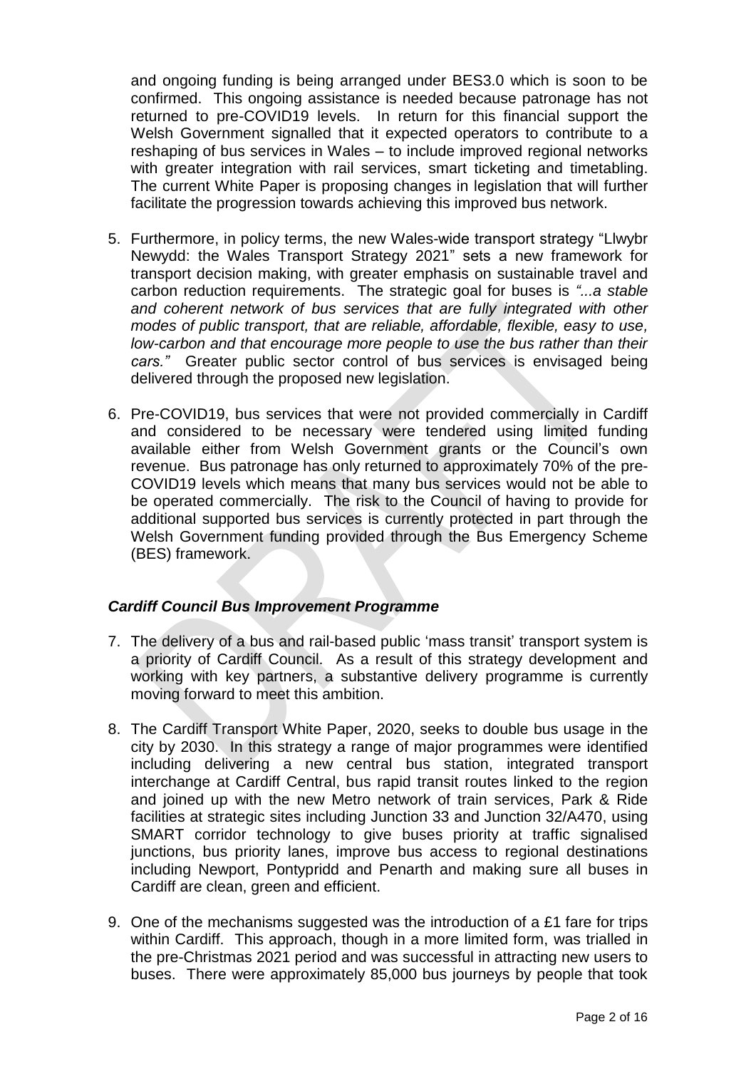and ongoing funding is being arranged under BES3.0 which is soon to be confirmed. This ongoing assistance is needed because patronage has not returned to pre-COVID19 levels. In return for this financial support the Welsh Government signalled that it expected operators to contribute to a reshaping of bus services in Wales – to include improved regional networks with greater integration with rail services, smart ticketing and timetabling. The current White Paper is proposing changes in legislation that will further facilitate the progression towards achieving this improved bus network.

5. Furthermore, in policy terms, the new Wales-wide transport strategy "Llwybr Newydd: the Wales Transport Strategy 2021" sets a new framework for transport decision making, with greater emphasis on sustainable travel and carbon reduction requirements. The strategic goal for buses is *"...a stable and coherent network of bus services that are fully integrated with other modes of public transport, that are reliable, affordable, flexible, easy to use, low-carbon and that encourage more people to use the bus rather than their cars."* Greater public sector control of bus services is envisaged being delivered through the proposed new legislation.

6. Pre-COVID19, bus services that were not provided commercially in Cardiff and considered to be necessary were tendered using limited funding available either from Welsh Government grants or the Council's own revenue. Bus patronage has only returned to approximately 70% of the pre-COVID19 levels which means that many bus services would not be able to be operated commercially. The risk to the Council of having to provide for additional supported bus services is currently protected in part through the Welsh Government funding provided through the Bus Emergency Scheme (BES) framework.

### *Cardiff Council Bus Improvement Programme*

7. The delivery of a bus and rail-based public 'mass transit' transport system is a priority of Cardiff Council. As a result of this strategy development and working with key partners, a substantive delivery programme is currently moving forward to meet this ambition.

8. The Cardiff Transport White Paper, 2020, seeks to double bus usage in the city by 2030. In this strategy a range of major programmes were identified including delivering a new central bus station, integrated transport interchange at Cardiff Central, bus rapid transit routes linked to the region and joined up with the new Metro network of train services, Park & Ride facilities at strategic sites including Junction 33 and Junction 32/A470, using SMART corridor technology to give buses priority at traffic signalised junctions, bus priority lanes, improve bus access to regional destinations including Newport, Pontypridd and Penarth and making sure all buses in Cardiff are clean, green and efficient.

9. One of the mechanisms suggested was the introduction of a £1 fare for trips within Cardiff. This approach, though in a more limited form, was trialled in the pre-Christmas 2021 period and was successful in attracting new users to buses. There were approximately 85,000 bus journeys by people that took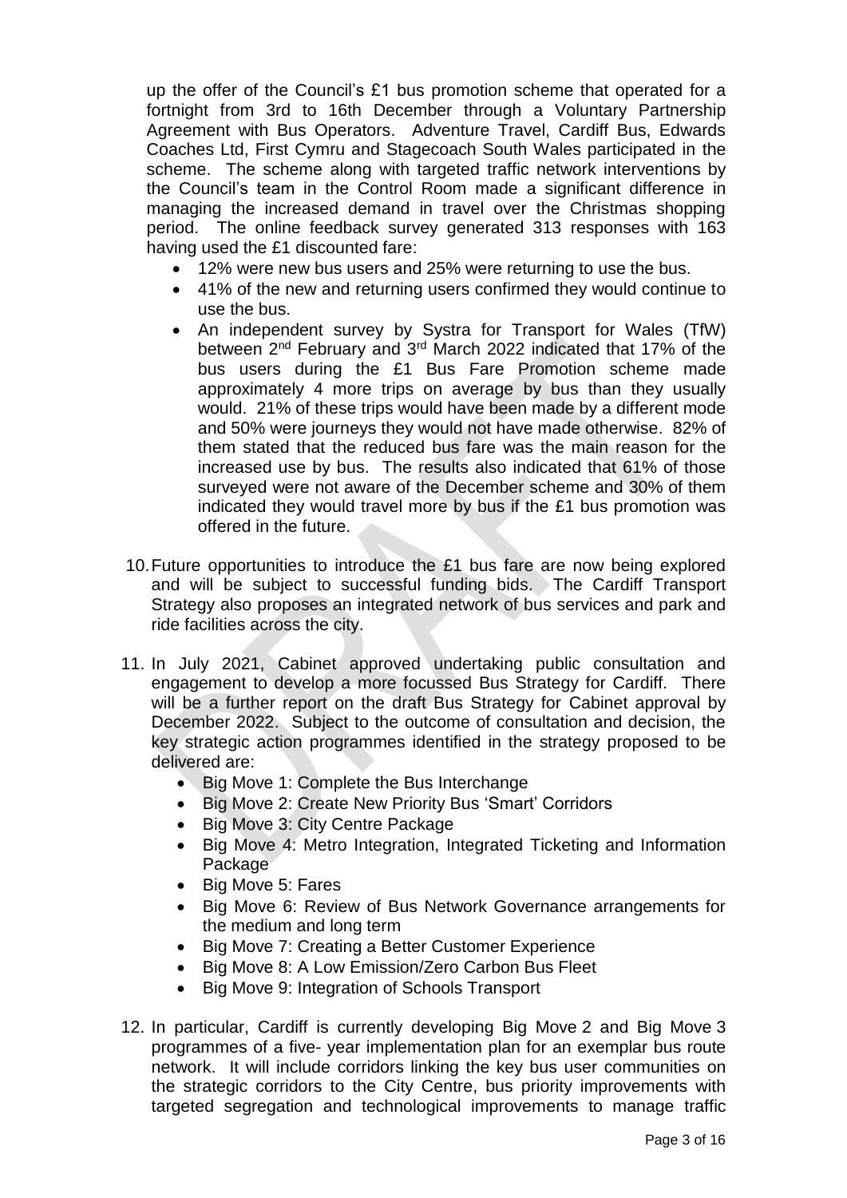up the offer of the Council's £1 bus promotion scheme that operated for a fortnight from 3rd to 16th December through a Voluntary Partnership Agreement with Bus Operators. Adventure Travel, Cardiff Bus, Edwards Coaches Ltd, First Cymru and Stagecoach South Wales participated in the scheme. The scheme along with targeted traffic network interventions by the Council's team in the Control Room made a significant difference in managing the increased demand in travel over the Christmas shopping period. The online feedback survey generated 313 responses with 163 having used the £1 discounted fare:

- 12% were new bus users and 25% were returning to use the bus.
- 41% of the new and returning users confirmed they would continue to use the bus.
- An independent survey by Systra for Transport for Wales (TfW) between 2nd February and 3rd March 2022 indicated that 17% of the bus users during the £1 Bus Fare Promotion scheme made approximately 4 more trips on average by bus than they usually would. 21% of these trips would have been made by a different mode and 50% were journeys they would not have made otherwise. 82% of them stated that the reduced bus fare was the main reason for the increased use by bus. The results also indicated that 61% of those surveyed were not aware of the December scheme and 30% of them indicated they would travel more by bus if the £1 bus promotion was offered in the future.

10. Future opportunities to introduce the £1 bus fare are now being explored and will be subject to successful funding bids. The Cardiff Transport Strategy also proposes an integrated network of bus services and park and ride facilities across the city.

11. In July 2021, Cabinet approved undertaking public consultation and engagement to develop a more focussed Bus Strategy for Cardiff. There will be a further report on the draft Bus Strategy for Cabinet approval by December 2022. Subject to the outcome of consultation and decision, the key strategic action programmes identified in the strategy proposed to be delivered are:
    - Big Move 1: Complete the Bus Interchange
    - Big Move 2: Create New Priority Bus 'Smart' Corridors
    - Big Move 3: City Centre Package
    - Big Move 4: Metro Integration, Integrated Ticketing and Information Package
    - Big Move 5: Fares
    - Big Move 6: Review of Bus Network Governance arrangements for the medium and long term
    - Big Move 7: Creating a Better Customer Experience
    - Big Move 8: A Low Emission/Zero Carbon Bus Fleet
    - Big Move 9: Integration of Schools Transport

12. In particular, Cardiff is currently developing Big Move 2 and Big Move 3 programmes of a five- year implementation plan for an exemplar bus route network. It will include corridors linking the key bus user communities on the strategic corridors to the City Centre, bus priority improvements with targeted segregation and technological improvements to manage traffic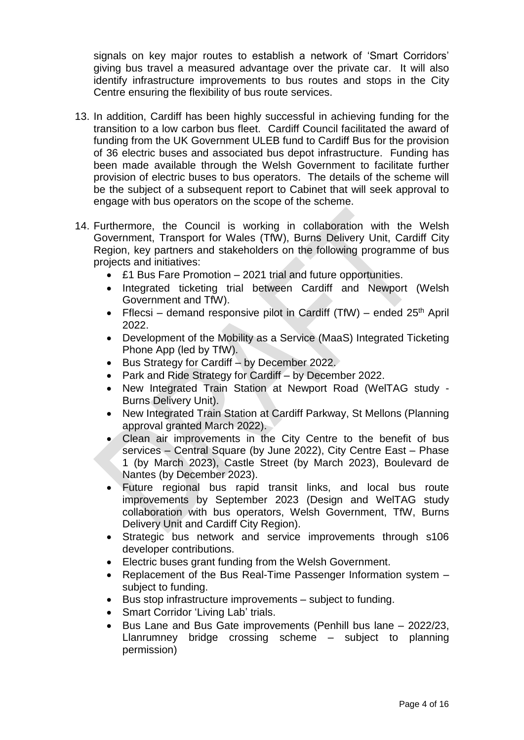signals on key major routes to establish a network of 'Smart Corridors' giving bus travel a measured advantage over the private car. It will also identify infrastructure improvements to bus routes and stops in the City Centre ensuring the flexibility of bus route services.

13. In addition, Cardiff has been highly successful in achieving funding for the transition to a low carbon bus fleet. Cardiff Council facilitated the award of funding from the UK Government ULEB fund to Cardiff Bus for the provision of 36 electric buses and associated bus depot infrastructure. Funding has been made available through the Welsh Government to facilitate further provision of electric buses to bus operators. The details of the scheme will be the subject of a subsequent report to Cabinet that will seek approval to engage with bus operators on the scope of the scheme.

14. Furthermore, the Council is working in collaboration with the Welsh Government, Transport for Wales (TfW), Burns Delivery Unit, Cardiff City Region, key partners and stakeholders on the following programme of bus projects and initiatives:
    - £1 Bus Fare Promotion – 2021 trial and future opportunities.
    - Integrated ticketing trial between Cardiff and Newport (Welsh Government and TfW).
    - Fflecsi – demand responsive pilot in Cardiff (TfW) – ended 25th April 2022.
    - Development of the Mobility as a Service (MaaS) Integrated Ticketing Phone App (led by TfW).
    - Bus Strategy for Cardiff – by December 2022.
    - Park and Ride Strategy for Cardiff – by December 2022.
    - New Integrated Train Station at Newport Road (WelTAG study - Burns Delivery Unit).
    - New Integrated Train Station at Cardiff Parkway, St Mellons (Planning approval granted March 2022).
    - Clean air improvements in the City Centre to the benefit of bus services – Central Square (by June 2022), City Centre East – Phase 1 (by March 2023), Castle Street (by March 2023), Boulevard de Nantes (by December 2023).
    - Future regional bus rapid transit links, and local bus route improvements by September 2023 (Design and WelTAG study collaboration with bus operators, Welsh Government, TfW, Burns Delivery Unit and Cardiff City Region).
    - Strategic bus network and service improvements through s106 developer contributions.
    - Electric buses grant funding from the Welsh Government.
    - Replacement of the Bus Real-Time Passenger Information system – subject to funding.
    - Bus stop infrastructure improvements – subject to funding.
    - Smart Corridor 'Living Lab' trials.
    - Bus Lane and Bus Gate improvements (Penhill bus lane – 2022/23, Llanrumney bridge crossing scheme – subject to planning permission)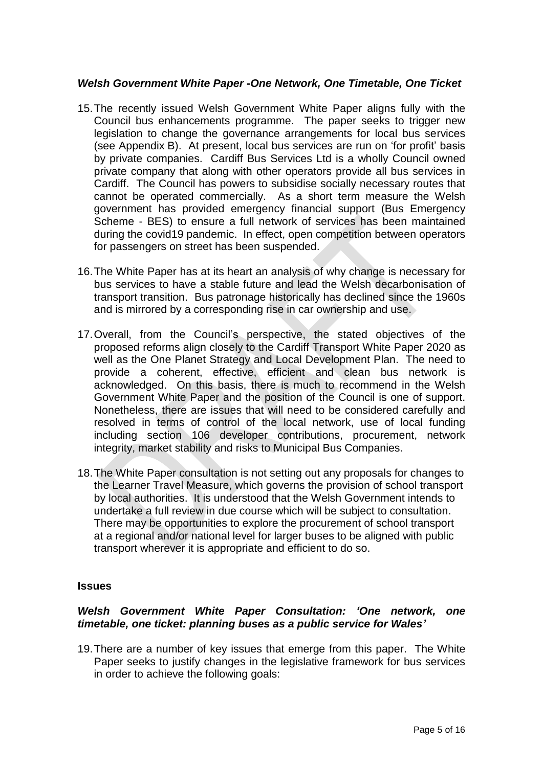### *Welsh Government White Paper -One Network, One Timetable, One Ticket*

15. The recently issued Welsh Government White Paper aligns fully with the Council bus enhancements programme. The paper seeks to trigger new legislation to change the governance arrangements for local bus services (see Appendix B). At present, local bus services are run on 'for profit' basis by private companies. Cardiff Bus Services Ltd is a wholly Council owned private company that along with other operators provide all bus services in Cardiff. The Council has powers to subsidise socially necessary routes that cannot be operated commercially. As a short term measure the Welsh government has provided emergency financial support (Bus Emergency Scheme - BES) to ensure a full network of services has been maintained during the covid19 pandemic. In effect, open competition between operators for passengers on street has been suspended.

16. The White Paper has at its heart an analysis of why change is necessary for bus services to have a stable future and lead the Welsh decarbonisation of transport transition. Bus patronage historically has declined since the 1960s and is mirrored by a corresponding rise in car ownership and use.

17. Overall, from the Council's perspective, the stated objectives of the proposed reforms align closely to the Cardiff Transport White Paper 2020 as well as the One Planet Strategy and Local Development Plan. The need to provide a coherent, effective, efficient and clean bus network is acknowledged. On this basis, there is much to recommend in the Welsh Government White Paper and the position of the Council is one of support. Nonetheless, there are issues that will need to be considered carefully and resolved in terms of control of the local network, use of local funding including section 106 developer contributions, procurement, network integrity, market stability and risks to Municipal Bus Companies.

18. The White Paper consultation is not setting out any proposals for changes to the Learner Travel Measure, which governs the provision of school transport by local authorities. It is understood that the Welsh Government intends to undertake a full review in due course which will be subject to consultation. There may be opportunities to explore the procurement of school transport at a regional and/or national level for larger buses to be aligned with public transport wherever it is appropriate and efficient to do so.

## Issues

### *Welsh Government White Paper Consultation: 'One network, one timetable, one ticket: planning buses as a public service for Wales'*

19. There are a number of key issues that emerge from this paper. The White Paper seeks to justify changes in the legislative framework for bus services in order to achieve the following goals: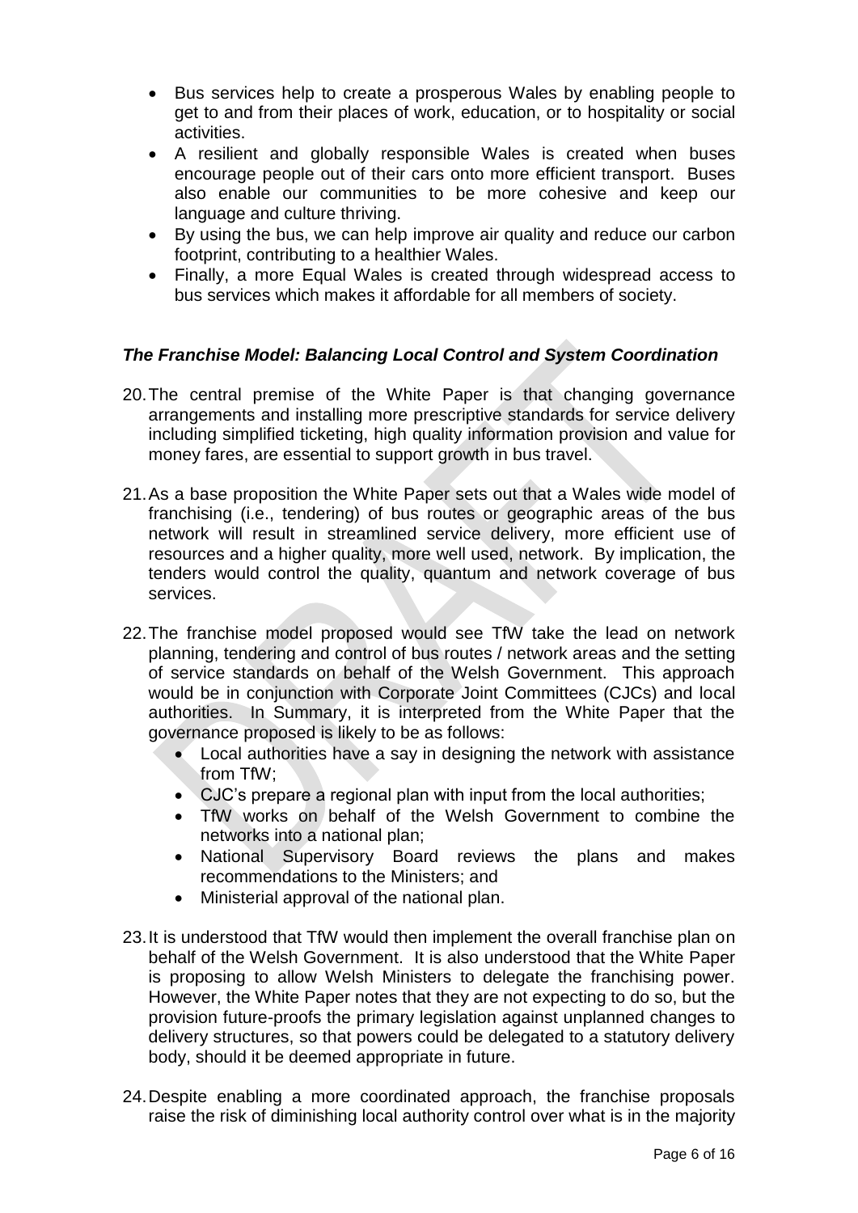- Bus services help to create a prosperous Wales by enabling people to get to and from their places of work, education, or to hospitality or social activities.
- A resilient and globally responsible Wales is created when buses encourage people out of their cars onto more efficient transport. Buses also enable our communities to be more cohesive and keep our language and culture thriving.
- By using the bus, we can help improve air quality and reduce our carbon footprint, contributing to a healthier Wales.
- Finally, a more Equal Wales is created through widespread access to bus services which makes it affordable for all members of society.

### *The Franchise Model: Balancing Local Control and System Coordination*

20. The central premise of the White Paper is that changing governance arrangements and installing more prescriptive standards for service delivery including simplified ticketing, high quality information provision and value for money fares, are essential to support growth in bus travel.

21. As a base proposition the White Paper sets out that a Wales wide model of franchising (i.e., tendering) of bus routes or geographic areas of the bus network will result in streamlined service delivery, more efficient use of resources and a higher quality, more well used, network. By implication, the tenders would control the quality, quantum and network coverage of bus services.

22. The franchise model proposed would see TfW take the lead on network planning, tendering and control of bus routes / network areas and the setting of service standards on behalf of the Welsh Government. This approach would be in conjunction with Corporate Joint Committees (CJCs) and local authorities. In Summary, it is interpreted from the White Paper that the governance proposed is likely to be as follows:
    - Local authorities have a say in designing the network with assistance from TfW;
    - CJC's prepare a regional plan with input from the local authorities;
    - TfW works on behalf of the Welsh Government to combine the networks into a national plan;
    - National Supervisory Board reviews the plans and makes recommendations to the Ministers; and
    - Ministerial approval of the national plan.

23. It is understood that TfW would then implement the overall franchise plan on behalf of the Welsh Government. It is also understood that the White Paper is proposing to allow Welsh Ministers to delegate the franchising power. However, the White Paper notes that they are not expecting to do so, but the provision future-proofs the primary legislation against unplanned changes to delivery structures, so that powers could be delegated to a statutory delivery body, should it be deemed appropriate in future.

24. Despite enabling a more coordinated approach, the franchise proposals raise the risk of diminishing local authority control over what is in the majority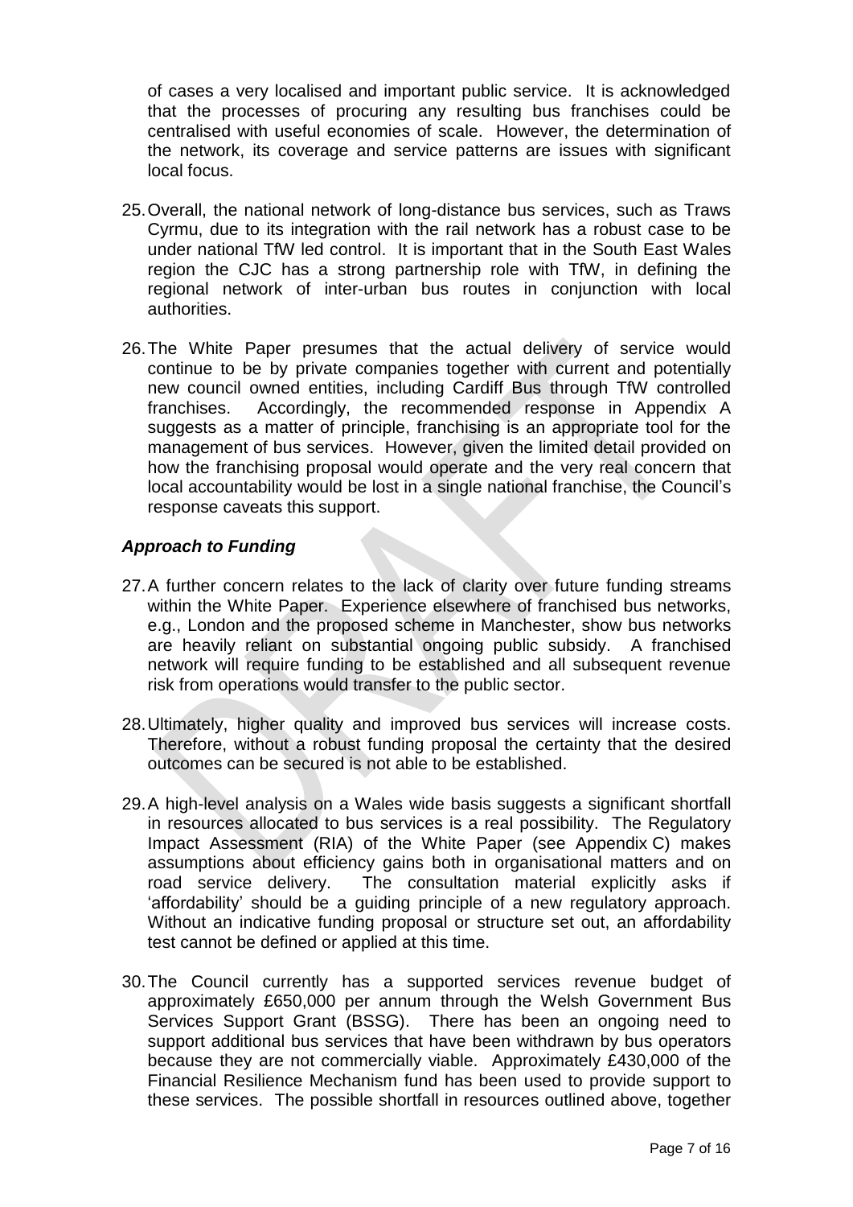of cases a very localised and important public service. It is acknowledged that the processes of procuring any resulting bus franchises could be centralised with useful economies of scale. However, the determination of the network, its coverage and service patterns are issues with significant local focus.

25. Overall, the national network of long-distance bus services, such as Traws Cyrmu, due to its integration with the rail network has a robust case to be under national TfW led control. It is important that in the South East Wales region the CJC has a strong partnership role with TfW, in defining the regional network of inter-urban bus routes in conjunction with local authorities.

26. The White Paper presumes that the actual delivery of service would continue to be by private companies together with current and potentially new council owned entities, including Cardiff Bus through TfW controlled franchises. Accordingly, the recommended response in Appendix A suggests as a matter of principle, franchising is an appropriate tool for the management of bus services. However, given the limited detail provided on how the franchising proposal would operate and the very real concern that local accountability would be lost in a single national franchise, the Council's response caveats this support.

### *Approach to Funding*

27. A further concern relates to the lack of clarity over future funding streams within the White Paper. Experience elsewhere of franchised bus networks, e.g., London and the proposed scheme in Manchester, show bus networks are heavily reliant on substantial ongoing public subsidy. A franchised network will require funding to be established and all subsequent revenue risk from operations would transfer to the public sector.

28. Ultimately, higher quality and improved bus services will increase costs. Therefore, without a robust funding proposal the certainty that the desired outcomes can be secured is not able to be established.

29. A high-level analysis on a Wales wide basis suggests a significant shortfall in resources allocated to bus services is a real possibility. The Regulatory Impact Assessment (RIA) of the White Paper (see Appendix C) makes assumptions about efficiency gains both in organisational matters and on road service delivery. The consultation material explicitly asks if 'affordability' should be a guiding principle of a new regulatory approach. Without an indicative funding proposal or structure set out, an affordability test cannot be defined or applied at this time.

30. The Council currently has a supported services revenue budget of approximately £650,000 per annum through the Welsh Government Bus Services Support Grant (BSSG). There has been an ongoing need to support additional bus services that have been withdrawn by bus operators because they are not commercially viable. Approximately £430,000 of the Financial Resilience Mechanism fund has been used to provide support to these services. The possible shortfall in resources outlined above, together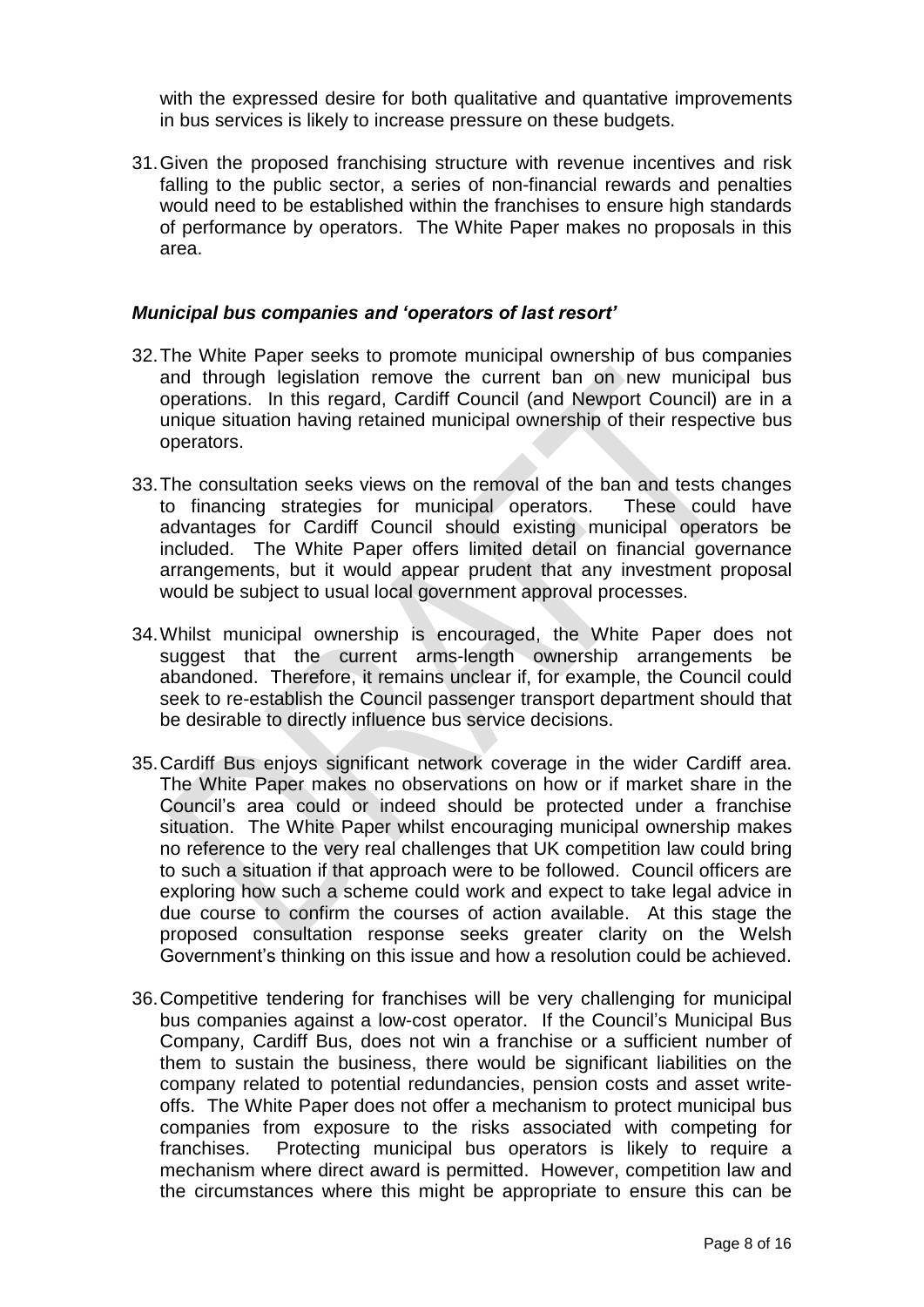with the expressed desire for both qualitative and quantative improvements in bus services is likely to increase pressure on these budgets.

31. Given the proposed franchising structure with revenue incentives and risk falling to the public sector, a series of non-financial rewards and penalties would need to be established within the franchises to ensure high standards of performance by operators. The White Paper makes no proposals in this area.

***Municipal bus companies and 'operators of last resort'***

32. The White Paper seeks to promote municipal ownership of bus companies and through legislation remove the current ban on new municipal bus operations. In this regard, Cardiff Council (and Newport Council) are in a unique situation having retained municipal ownership of their respective bus operators.

33. The consultation seeks views on the removal of the ban and tests changes to financing strategies for municipal operators. These could have advantages for Cardiff Council should existing municipal operators be included. The White Paper offers limited detail on financial governance arrangements, but it would appear prudent that any investment proposal would be subject to usual local government approval processes.

34. Whilst municipal ownership is encouraged, the White Paper does not suggest that the current arms-length ownership arrangements be abandoned. Therefore, it remains unclear if, for example, the Council could seek to re-establish the Council passenger transport department should that be desirable to directly influence bus service decisions.

35. Cardiff Bus enjoys significant network coverage in the wider Cardiff area. The White Paper makes no observations on how or if market share in the Council's area could or indeed should be protected under a franchise situation. The White Paper whilst encouraging municipal ownership makes no reference to the very real challenges that UK competition law could bring to such a situation if that approach were to be followed. Council officers are exploring how such a scheme could work and expect to take legal advice in due course to confirm the courses of action available. At this stage the proposed consultation response seeks greater clarity on the Welsh Government's thinking on this issue and how a resolution could be achieved.

36. Competitive tendering for franchises will be very challenging for municipal bus companies against a low-cost operator. If the Council's Municipal Bus Company, Cardiff Bus, does not win a franchise or a sufficient number of them to sustain the business, there would be significant liabilities on the company related to potential redundancies, pension costs and asset write-offs. The White Paper does not offer a mechanism to protect municipal bus companies from exposure to the risks associated with competing for franchises. Protecting municipal bus operators is likely to require a mechanism where direct award is permitted. However, competition law and the circumstances where this might be appropriate to ensure this can be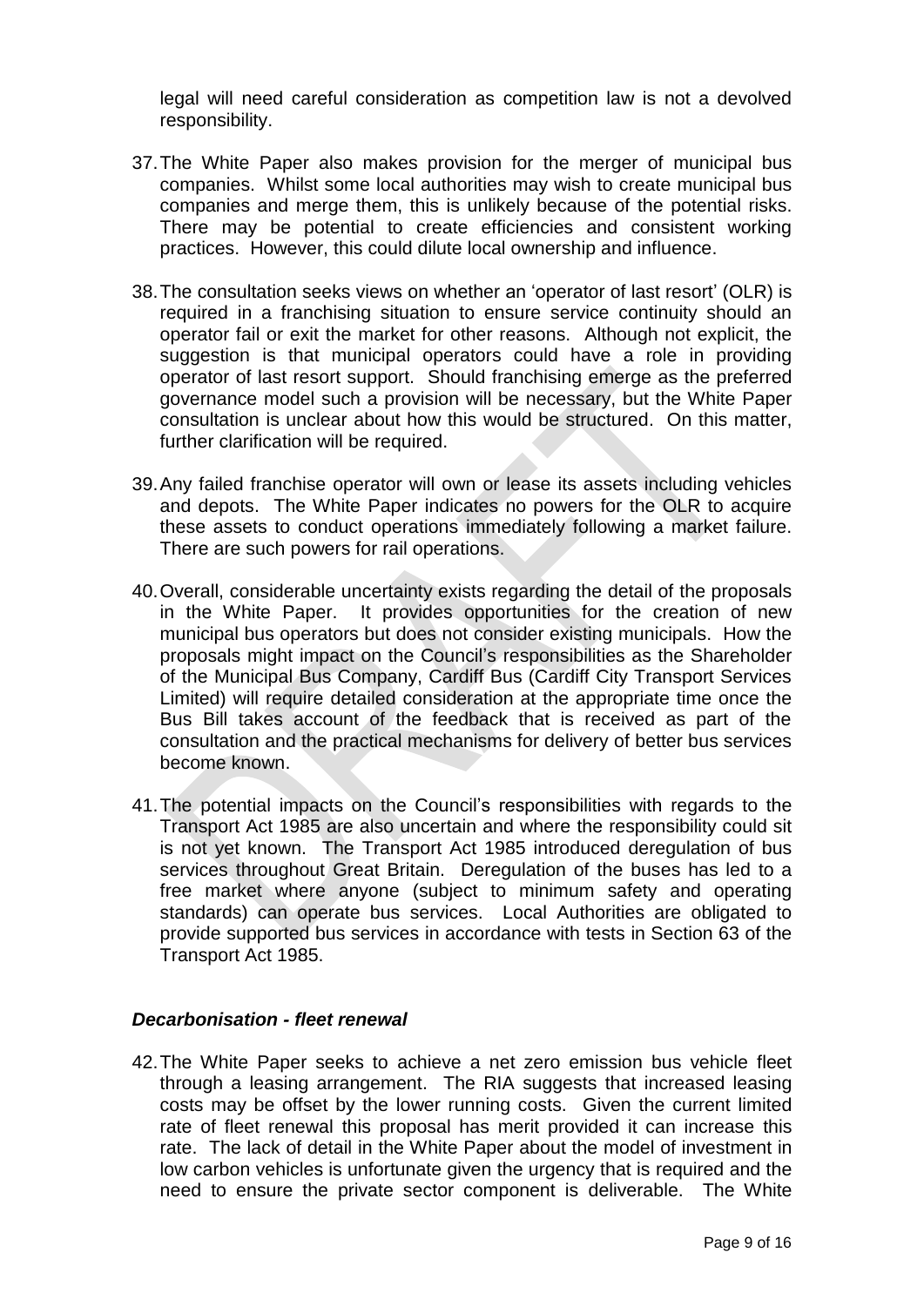legal will need careful consideration as competition law is not a devolved responsibility.

37. The White Paper also makes provision for the merger of municipal bus companies. Whilst some local authorities may wish to create municipal bus companies and merge them, this is unlikely because of the potential risks. There may be potential to create efficiencies and consistent working practices. However, this could dilute local ownership and influence.

38. The consultation seeks views on whether an 'operator of last resort' (OLR) is required in a franchising situation to ensure service continuity should an operator fail or exit the market for other reasons. Although not explicit, the suggestion is that municipal operators could have a role in providing operator of last resort support. Should franchising emerge as the preferred governance model such a provision will be necessary, but the White Paper consultation is unclear about how this would be structured. On this matter, further clarification will be required.

39. Any failed franchise operator will own or lease its assets including vehicles and depots. The White Paper indicates no powers for the OLR to acquire these assets to conduct operations immediately following a market failure. There are such powers for rail operations.

40. Overall, considerable uncertainty exists regarding the detail of the proposals in the White Paper. It provides opportunities for the creation of new municipal bus operators but does not consider existing municipals. How the proposals might impact on the Council's responsibilities as the Shareholder of the Municipal Bus Company, Cardiff Bus (Cardiff City Transport Services Limited) will require detailed consideration at the appropriate time once the Bus Bill takes account of the feedback that is received as part of the consultation and the practical mechanisms for delivery of better bus services become known.

41. The potential impacts on the Council's responsibilities with regards to the Transport Act 1985 are also uncertain and where the responsibility could sit is not yet known. The Transport Act 1985 introduced deregulation of bus services throughout Great Britain. Deregulation of the buses has led to a free market where anyone (subject to minimum safety and operating standards) can operate bus services. Local Authorities are obligated to provide supported bus services in accordance with tests in Section 63 of the Transport Act 1985.

### ***Decarbonisation - fleet renewal***

42. The White Paper seeks to achieve a net zero emission bus vehicle fleet through a leasing arrangement. The RIA suggests that increased leasing costs may be offset by the lower running costs. Given the current limited rate of fleet renewal this proposal has merit provided it can increase this rate. The lack of detail in the White Paper about the model of investment in low carbon vehicles is unfortunate given the urgency that is required and the need to ensure the private sector component is deliverable. The White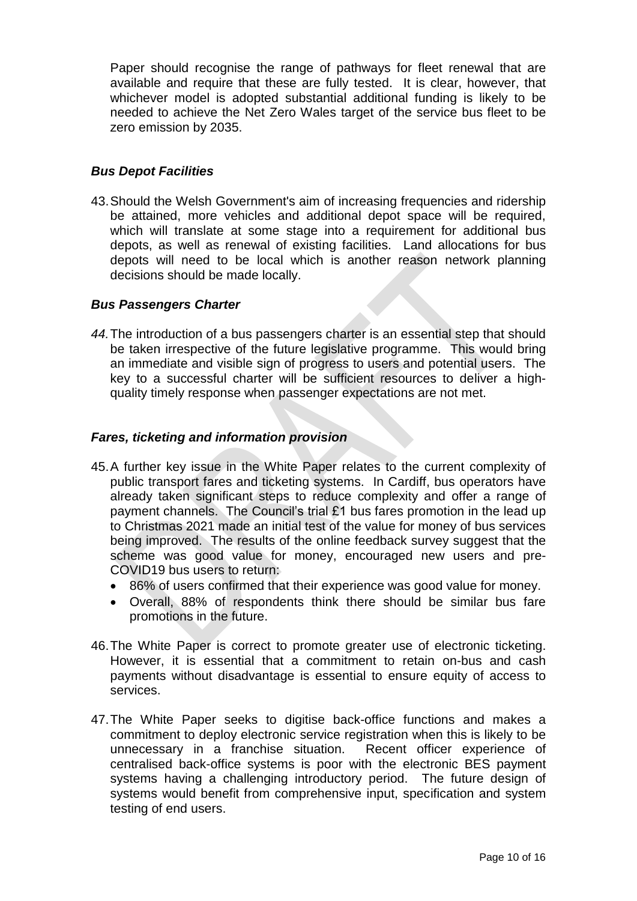Paper should recognise the range of pathways for fleet renewal that are available and require that these are fully tested. It is clear, however, that whichever model is adopted substantial additional funding is likely to be needed to achieve the Net Zero Wales target of the service bus fleet to be zero emission by 2035.

### *Bus Depot Facilities*

43. Should the Welsh Government's aim of increasing frequencies and ridership be attained, more vehicles and additional depot space will be required, which will translate at some stage into a requirement for additional bus depots, as well as renewal of existing facilities. Land allocations for bus depots will need to be local which is another reason network planning decisions should be made locally.

### *Bus Passengers Charter*

*44.* The introduction of a bus passengers charter is an essential step that should be taken irrespective of the future legislative programme. This would bring an immediate and visible sign of progress to users and potential users. The key to a successful charter will be sufficient resources to deliver a high-quality timely response when passenger expectations are not met.

### *Fares, ticketing and information provision*

45. A further key issue in the White Paper relates to the current complexity of public transport fares and ticketing systems. In Cardiff, bus operators have already taken significant steps to reduce complexity and offer a range of payment channels. The Council's trial £1 bus fares promotion in the lead up to Christmas 2021 made an initial test of the value for money of bus services being improved. The results of the online feedback survey suggest that the scheme was good value for money, encouraged new users and pre-COVID19 bus users to return:
    - 86% of users confirmed that their experience was good value for money.
    - Overall, 88% of respondents think there should be similar bus fare promotions in the future.

46. The White Paper is correct to promote greater use of electronic ticketing. However, it is essential that a commitment to retain on-bus and cash payments without disadvantage is essential to ensure equity of access to services.

47. The White Paper seeks to digitise back-office functions and makes a commitment to deploy electronic service registration when this is likely to be unnecessary in a franchise situation. Recent officer experience of centralised back-office systems is poor with the electronic BES payment systems having a challenging introductory period. The future design of systems would benefit from comprehensive input, specification and system testing of end users.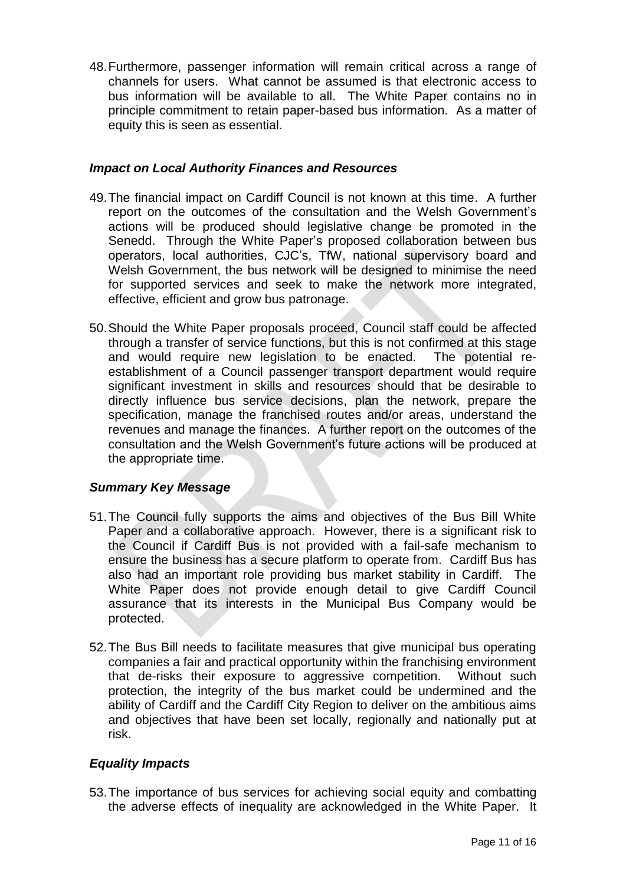48. Furthermore, passenger information will remain critical across a range of channels for users. What cannot be assumed is that electronic access to bus information will be available to all. The White Paper contains no in principle commitment to retain paper-based bus information. As a matter of equity this is seen as essential.

### *Impact on Local Authority Finances and Resources*

49. The financial impact on Cardiff Council is not known at this time. A further report on the outcomes of the consultation and the Welsh Government's actions will be produced should legislative change be promoted in the Senedd. Through the White Paper's proposed collaboration between bus operators, local authorities, CJC's, TfW, national supervisory board and Welsh Government, the bus network will be designed to minimise the need for supported services and seek to make the network more integrated, effective, efficient and grow bus patronage.

50. Should the White Paper proposals proceed, Council staff could be affected through a transfer of service functions, but this is not confirmed at this stage and would require new legislation to be enacted. The potential re-establishment of a Council passenger transport department would require significant investment in skills and resources should that be desirable to directly influence bus service decisions, plan the network, prepare the specification, manage the franchised routes and/or areas, understand the revenues and manage the finances. A further report on the outcomes of the consultation and the Welsh Government's future actions will be produced at the appropriate time.

### *Summary Key Message*

51. The Council fully supports the aims and objectives of the Bus Bill White Paper and a collaborative approach. However, there is a significant risk to the Council if Cardiff Bus is not provided with a fail-safe mechanism to ensure the business has a secure platform to operate from. Cardiff Bus has also had an important role providing bus market stability in Cardiff. The White Paper does not provide enough detail to give Cardiff Council assurance that its interests in the Municipal Bus Company would be protected.

52. The Bus Bill needs to facilitate measures that give municipal bus operating companies a fair and practical opportunity within the franchising environment that de-risks their exposure to aggressive competition. Without such protection, the integrity of the bus market could be undermined and the ability of Cardiff and the Cardiff City Region to deliver on the ambitious aims and objectives that have been set locally, regionally and nationally put at risk.

### *Equality Impacts*

53. The importance of bus services for achieving social equity and combatting the adverse effects of inequality are acknowledged in the White Paper. It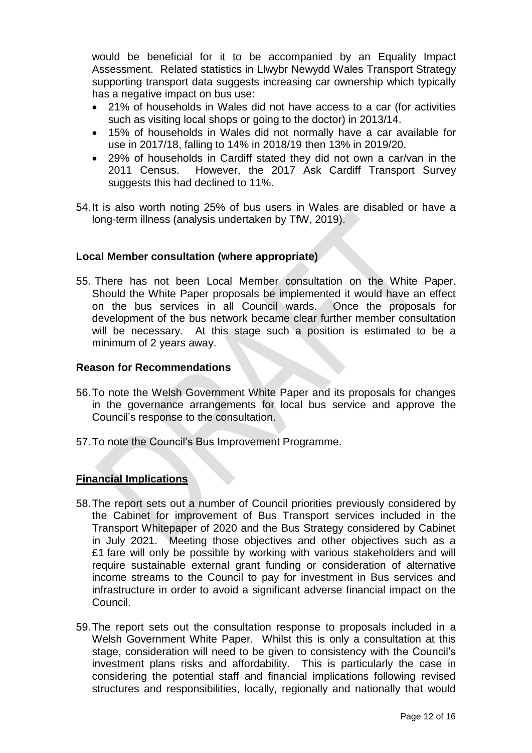would be beneficial for it to be accompanied by an Equality Impact Assessment. Related statistics in Llwybr Newydd Wales Transport Strategy supporting transport data suggests increasing car ownership which typically has a negative impact on bus use:

- 21% of households in Wales did not have access to a car (for activities such as visiting local shops or going to the doctor) in 2013/14.
- 15% of households in Wales did not normally have a car available for use in 2017/18, falling to 14% in 2018/19 then 13% in 2019/20.
- 29% of households in Cardiff stated they did not own a car/van in the 2011 Census. However, the 2017 Ask Cardiff Transport Survey suggests this had declined to 11%.

54. It is also worth noting 25% of bus users in Wales are disabled or have a long-term illness (analysis undertaken by TfW, 2019).

**Local Member consultation (where appropriate)**

55. There has not been Local Member consultation on the White Paper. Should the White Paper proposals be implemented it would have an effect on the bus services in all Council wards. Once the proposals for development of the bus network became clear further member consultation will be necessary. At this stage such a position is estimated to be a minimum of 2 years away.

**Reason for Recommendations**

56. To note the Welsh Government White Paper and its proposals for changes in the governance arrangements for local bus service and approve the Council's response to the consultation.

57. To note the Council's Bus Improvement Programme.

**Financial Implications**

58. The report sets out a number of Council priorities previously considered by the Cabinet for improvement of Bus Transport services included in the Transport Whitepaper of 2020 and the Bus Strategy considered by Cabinet in July 2021. Meeting those objectives and other objectives such as a £1 fare will only be possible by working with various stakeholders and will require sustainable external grant funding or consideration of alternative income streams to the Council to pay for investment in Bus services and infrastructure in order to avoid a significant adverse financial impact on the Council.

59. The report sets out the consultation response to proposals included in a Welsh Government White Paper. Whilst this is only a consultation at this stage, consideration will need to be given to consistency with the Council's investment plans risks and affordability. This is particularly the case in considering the potential staff and financial implications following revised structures and responsibilities, locally, regionally and nationally that would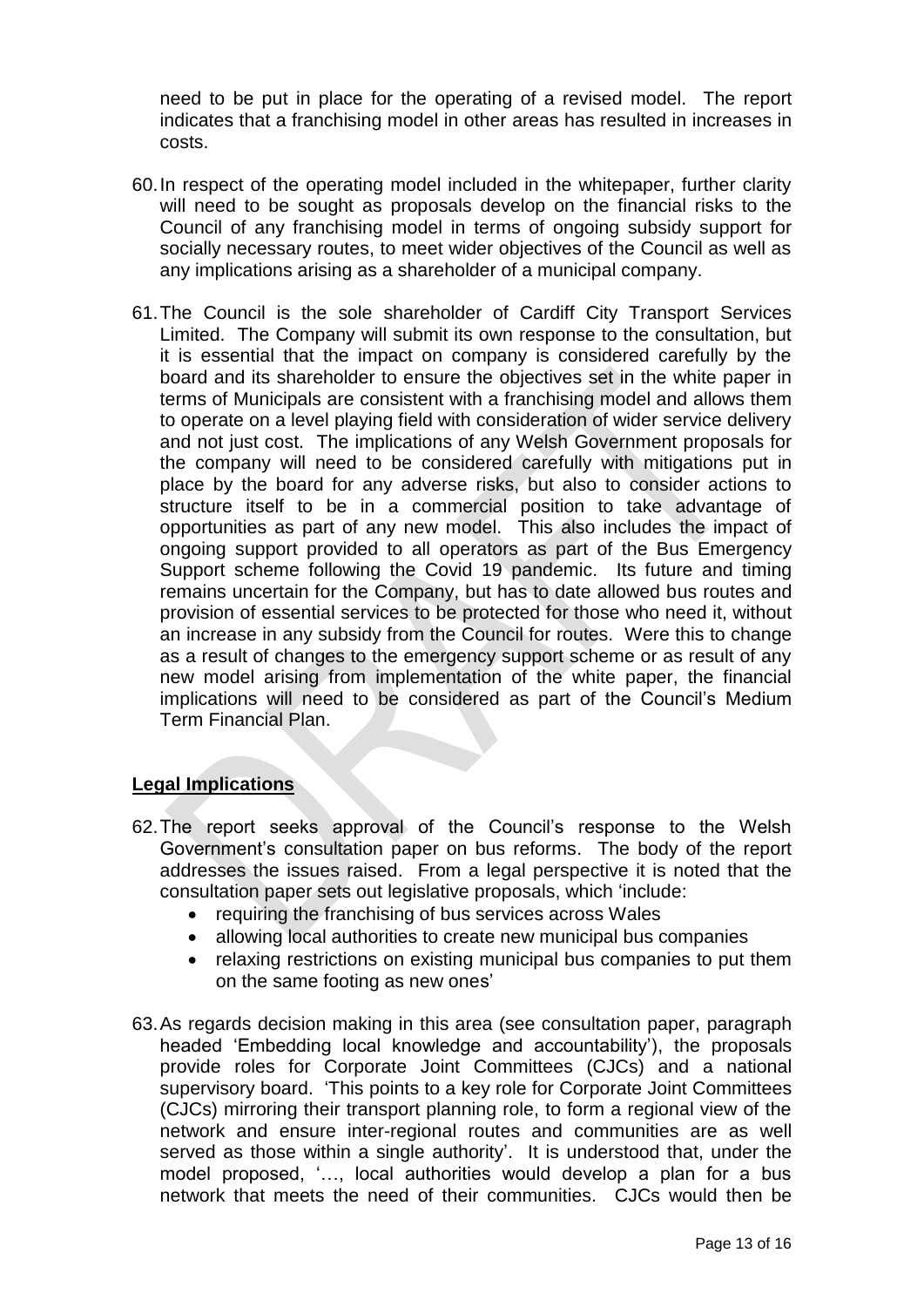need to be put in place for the operating of a revised model. The report indicates that a franchising model in other areas has resulted in increases in costs.

60. In respect of the operating model included in the whitepaper, further clarity will need to be sought as proposals develop on the financial risks to the Council of any franchising model in terms of ongoing subsidy support for socially necessary routes, to meet wider objectives of the Council as well as any implications arising as a shareholder of a municipal company.

61. The Council is the sole shareholder of Cardiff City Transport Services Limited. The Company will submit its own response to the consultation, but it is essential that the impact on company is considered carefully by the board and its shareholder to ensure the objectives set in the white paper in terms of Municipals are consistent with a franchising model and allows them to operate on a level playing field with consideration of wider service delivery and not just cost. The implications of any Welsh Government proposals for the company will need to be considered carefully with mitigations put in place by the board for any adverse risks, but also to consider actions to structure itself to be in a commercial position to take advantage of opportunities as part of any new model. This also includes the impact of ongoing support provided to all operators as part of the Bus Emergency Support scheme following the Covid 19 pandemic. Its future and timing remains uncertain for the Company, but has to date allowed bus routes and provision of essential services to be protected for those who need it, without an increase in any subsidy from the Council for routes. Were this to change as a result of changes to the emergency support scheme or as result of any new model arising from implementation of the white paper, the financial implications will need to be considered as part of the Council's Medium Term Financial Plan.

## Legal Implications

62. The report seeks approval of the Council's response to the Welsh Government's consultation paper on bus reforms. The body of the report addresses the issues raised. From a legal perspective it is noted that the consultation paper sets out legislative proposals, which 'include:
    - requiring the franchising of bus services across Wales
    - allowing local authorities to create new municipal bus companies
    - relaxing restrictions on existing municipal bus companies to put them on the same footing as new ones'

63. As regards decision making in this area (see consultation paper, paragraph headed 'Embedding local knowledge and accountability'), the proposals provide roles for Corporate Joint Committees (CJCs) and a national supervisory board. 'This points to a key role for Corporate Joint Committees (CJCs) mirroring their transport planning role, to form a regional view of the network and ensure inter-regional routes and communities are as well served as those within a single authority'. It is understood that, under the model proposed, '…, local authorities would develop a plan for a bus network that meets the need of their communities. CJCs would then be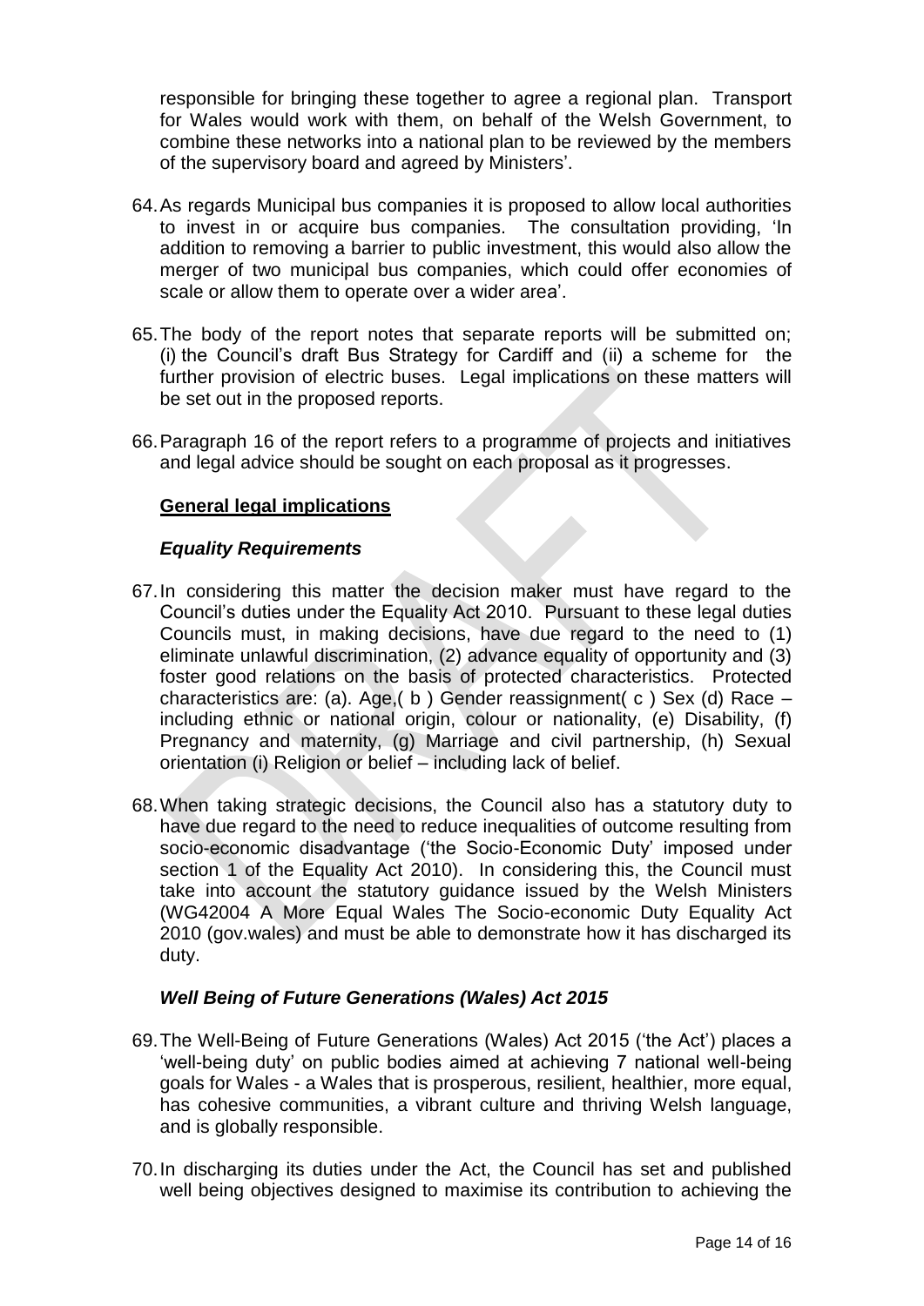responsible for bringing these together to agree a regional plan. Transport for Wales would work with them, on behalf of the Welsh Government, to combine these networks into a national plan to be reviewed by the members of the supervisory board and agreed by Ministers'.

64. As regards Municipal bus companies it is proposed to allow local authorities to invest in or acquire bus companies. The consultation providing, 'In addition to removing a barrier to public investment, this would also allow the merger of two municipal bus companies, which could offer economies of scale or allow them to operate over a wider area'.

65. The body of the report notes that separate reports will be submitted on; (i) the Council's draft Bus Strategy for Cardiff and (ii) a scheme for the further provision of electric buses. Legal implications on these matters will be set out in the proposed reports.

66. Paragraph 16 of the report refers to a programme of projects and initiatives and legal advice should be sought on each proposal as it progresses.

**General legal implications**

***Equality Requirements***

67. In considering this matter the decision maker must have regard to the Council's duties under the Equality Act 2010. Pursuant to these legal duties Councils must, in making decisions, have due regard to the need to (1) eliminate unlawful discrimination, (2) advance equality of opportunity and (3) foster good relations on the basis of protected characteristics. Protected characteristics are: (a). Age,( b ) Gender reassignment( c ) Sex (d) Race – including ethnic or national origin, colour or nationality, (e) Disability, (f) Pregnancy and maternity, (g) Marriage and civil partnership, (h) Sexual orientation (i) Religion or belief – including lack of belief.

68. When taking strategic decisions, the Council also has a statutory duty to have due regard to the need to reduce inequalities of outcome resulting from socio-economic disadvantage ('the Socio-Economic Duty' imposed under section 1 of the Equality Act 2010). In considering this, the Council must take into account the statutory guidance issued by the Welsh Ministers (WG42004 A More Equal Wales The Socio-economic Duty Equality Act 2010 (gov.wales) and must be able to demonstrate how it has discharged its duty.

***Well Being of Future Generations (Wales) Act 2015***

69. The Well-Being of Future Generations (Wales) Act 2015 ('the Act') places a 'well-being duty' on public bodies aimed at achieving 7 national well-being goals for Wales - a Wales that is prosperous, resilient, healthier, more equal, has cohesive communities, a vibrant culture and thriving Welsh language, and is globally responsible.

70. In discharging its duties under the Act, the Council has set and published well being objectives designed to maximise its contribution to achieving the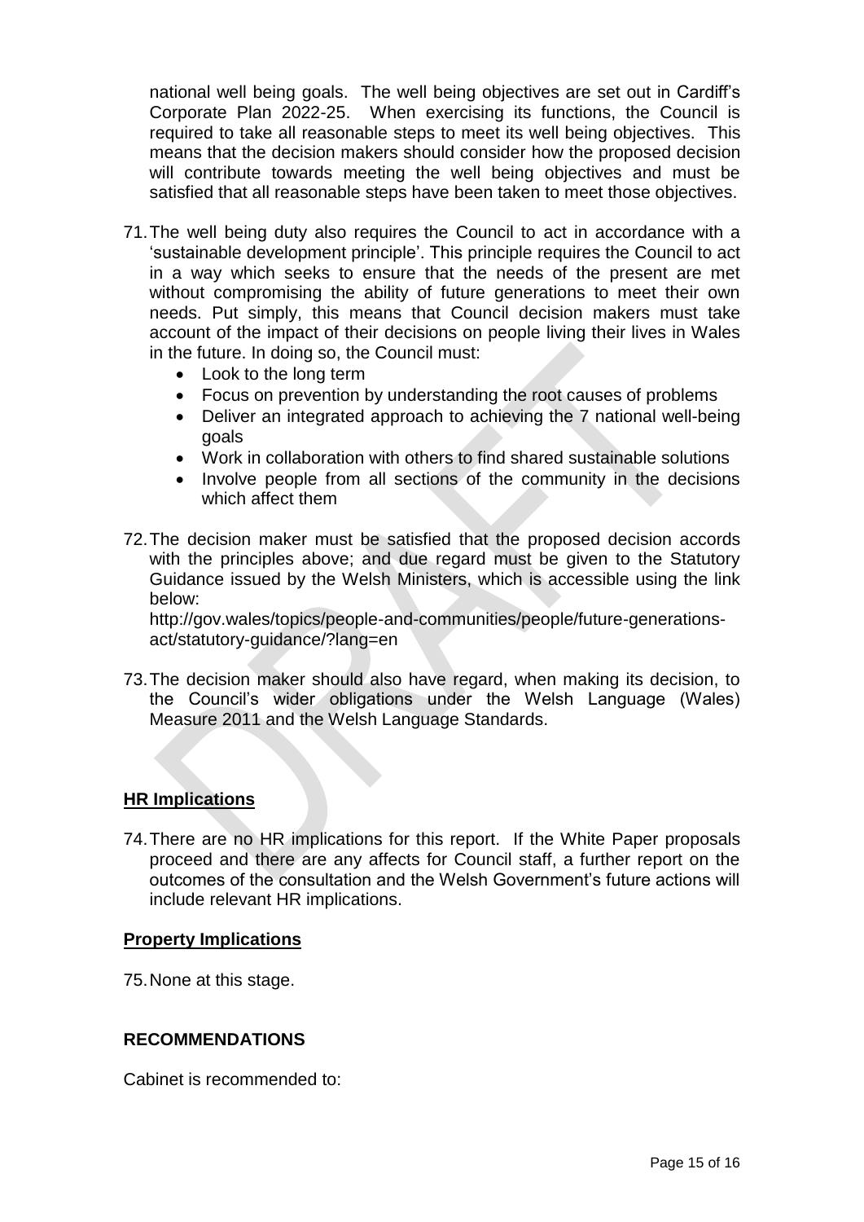national well being goals. The well being objectives are set out in Cardiff's Corporate Plan 2022-25. When exercising its functions, the Council is required to take all reasonable steps to meet its well being objectives. This means that the decision makers should consider how the proposed decision will contribute towards meeting the well being objectives and must be satisfied that all reasonable steps have been taken to meet those objectives.

71. The well being duty also requires the Council to act in accordance with a 'sustainable development principle'. This principle requires the Council to act in a way which seeks to ensure that the needs of the present are met without compromising the ability of future generations to meet their own needs. Put simply, this means that Council decision makers must take account of the impact of their decisions on people living their lives in Wales in the future. In doing so, the Council must:
    - Look to the long term
    - Focus on prevention by understanding the root causes of problems
    - Deliver an integrated approach to achieving the 7 national well-being goals
    - Work in collaboration with others to find shared sustainable solutions
    - Involve people from all sections of the community in the decisions which affect them

72. The decision maker must be satisfied that the proposed decision accords with the principles above; and due regard must be given to the Statutory Guidance issued by the Welsh Ministers, which is accessible using the link below:
    http://gov.wales/topics/people-and-communities/people/future-generations-act/statutory-guidance/?lang=en

73. The decision maker should also have regard, when making its decision, to the Council's wider obligations under the Welsh Language (Wales) Measure 2011 and the Welsh Language Standards.

**HR Implications**

74. There are no HR implications for this report. If the White Paper proposals proceed and there are any affects for Council staff, a further report on the outcomes of the consultation and the Welsh Government's future actions will include relevant HR implications.

**Property Implications**

75. None at this stage.

**RECOMMENDATIONS**

Cabinet is recommended to: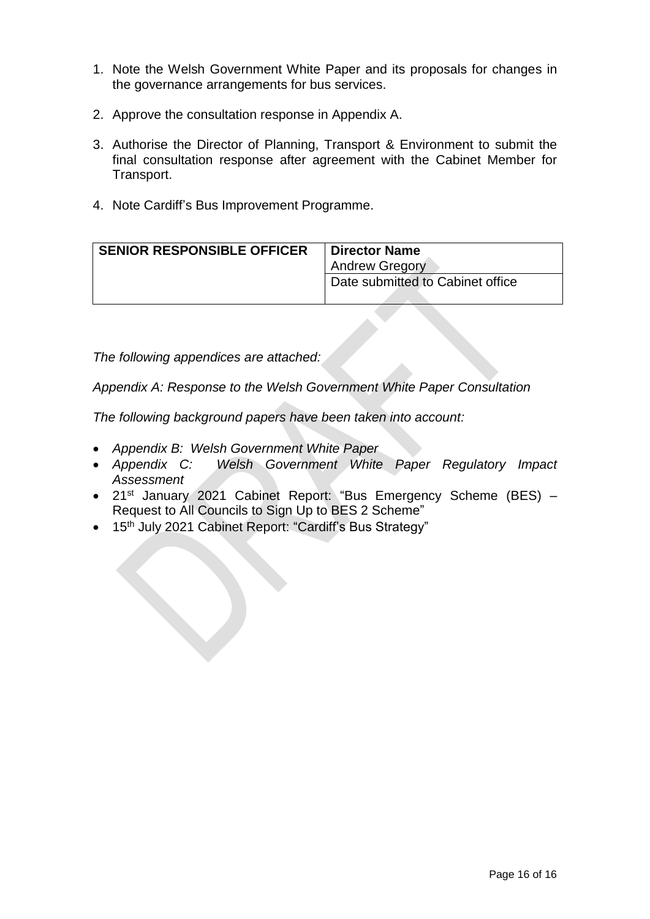1. Note the Welsh Government White Paper and its proposals for changes in the governance arrangements for bus services.

2. Approve the consultation response in Appendix A.

3. Authorise the Director of Planning, Transport & Environment to submit the final consultation response after agreement with the Cabinet Member for Transport.

4. Note Cardiff's Bus Improvement Programme.

| | |
|---|---|
| **SENIOR RESPONSIBLE OFFICER** | **Director Name**<br>Andrew Gregory |
| | Date submitted to Cabinet office |

*The following appendices are attached:*

*Appendix A: Response to the Welsh Government White Paper Consultation*

*The following background papers have been taken into account:*

- *Appendix B: Welsh Government White Paper*
- *Appendix C: Welsh Government White Paper Regulatory Impact Assessment*
- 21st January 2021 Cabinet Report: "Bus Emergency Scheme (BES) – Request to All Councils to Sign Up to BES 2 Scheme"
- 15th July 2021 Cabinet Report: "Cardiff's Bus Strategy"